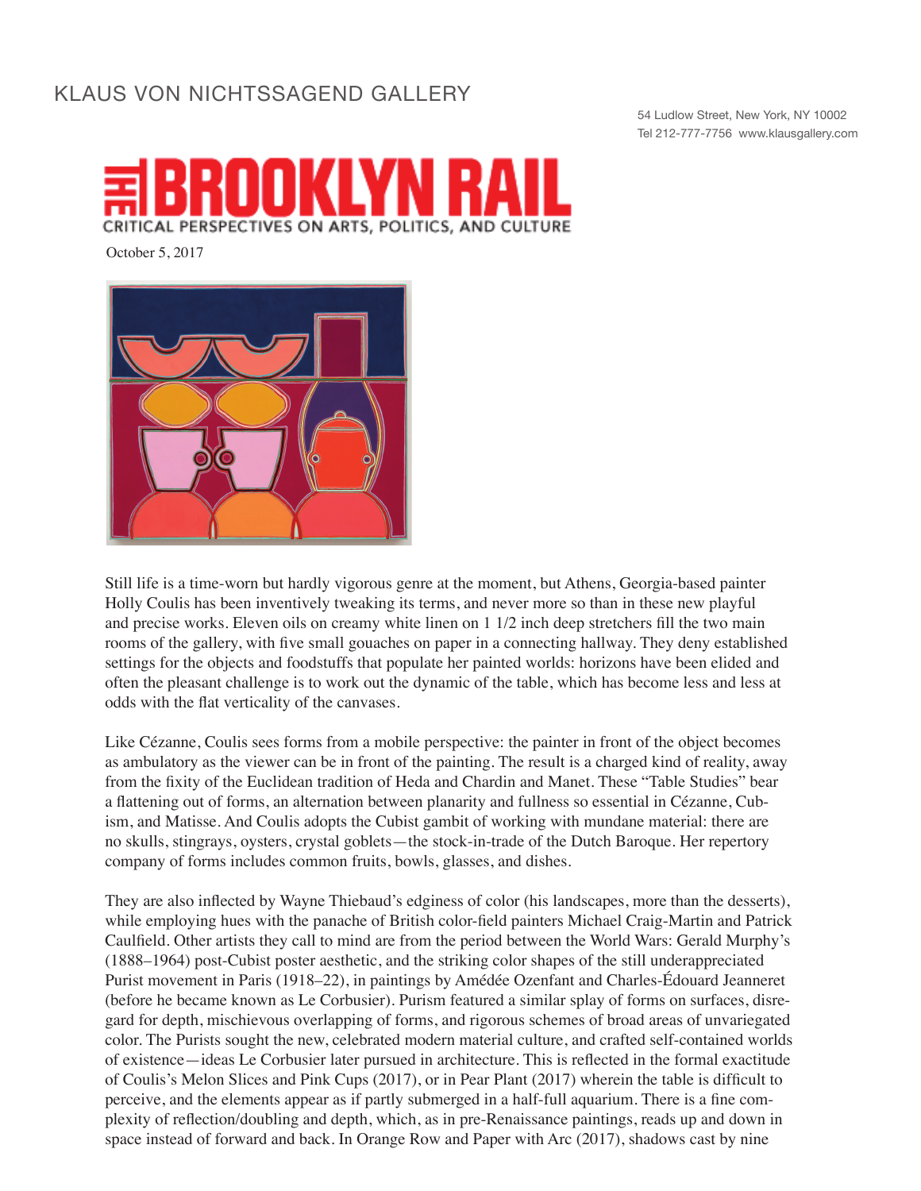KLAUS VON NICHTSSAGEND GALLERY

54 Ludlow Street, New York, NY 10002
Tel 212-777-7756 www.klausgallery.com

# THE BROOKLYN RAIL

CRITICAL PERSPECTIVES ON ARTS, POLITICS, AND CULTURE

October 5, 2017

Still life is a time-worn but hardly vigorous genre at the moment, but Athens, Georgia-based painter Holly Coulis has been inventively tweaking its terms, and never more so than in these new playful and precise works. Eleven oils on creamy white linen on 1 1/2 inch deep stretchers fill the two main rooms of the gallery, with five small gouaches on paper in a connecting hallway. They deny established settings for the objects and foodstuffs that populate her painted worlds: horizons have been elided and often the pleasant challenge is to work out the dynamic of the table, which has become less and less at odds with the flat verticality of the canvases.

Like Cézanne, Coulis sees forms from a mobile perspective: the painter in front of the object becomes as ambulatory as the viewer can be in front of the painting. The result is a charged kind of reality, away from the fixity of the Euclidean tradition of Heda and Chardin and Manet. These "Table Studies" bear a flattening out of forms, an alternation between planarity and fullness so essential in Cézanne, Cubism, and Matisse. And Coulis adopts the Cubist gambit of working with mundane material: there are no skulls, stingrays, oysters, crystal goblets—the stock-in-trade of the Dutch Baroque. Her repertory company of forms includes common fruits, bowls, glasses, and dishes.

They are also inflected by Wayne Thiebaud's edginess of color (his landscapes, more than the desserts), while employing hues with the panache of British color-field painters Michael Craig-Martin and Patrick Caulfield. Other artists they call to mind are from the period between the World Wars: Gerald Murphy's (1888–1964) post-Cubist poster aesthetic, and the striking color shapes of the still underappreciated Purist movement in Paris (1918–22), in paintings by Amédée Ozenfant and Charles-Édouard Jeanneret (before he became known as Le Corbusier). Purism featured a similar splay of forms on surfaces, disregard for depth, mischievous overlapping of forms, and rigorous schemes of broad areas of unvariegated color. The Purists sought the new, celebrated modern material culture, and crafted self-contained worlds of existence—ideas Le Corbusier later pursued in architecture. This is reflected in the formal exactitude of Coulis's Melon Slices and Pink Cups (2017), or in Pear Plant (2017) wherein the table is difficult to perceive, and the elements appear as if partly submerged in a half-full aquarium. There is a fine complexity of reflection/doubling and depth, which, as in pre-Renaissance paintings, reads up and down in space instead of forward and back. In Orange Row and Paper with Arc (2017), shadows cast by nine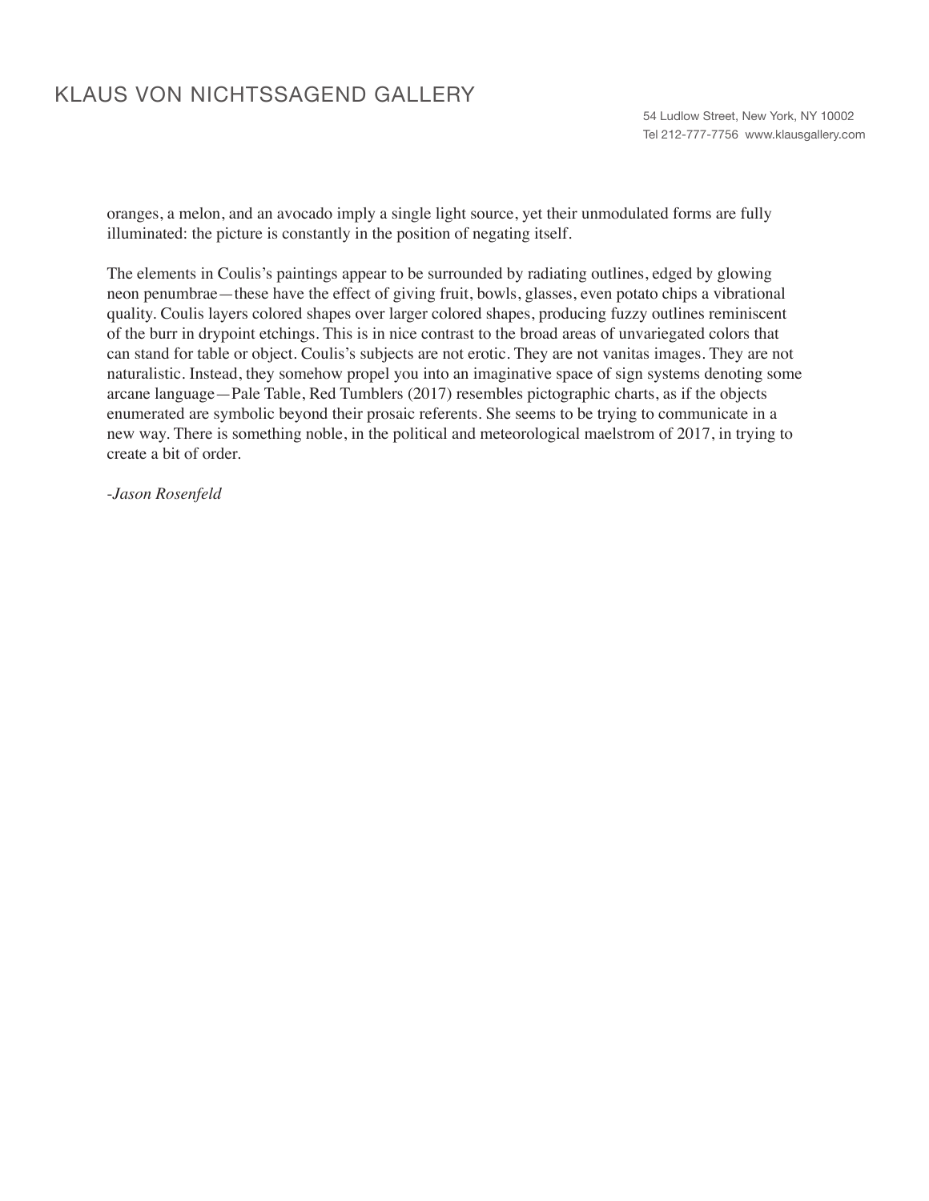oranges, a melon, and an avocado imply a single light source, yet their unmodulated forms are fully illuminated: the picture is constantly in the position of negating itself.

The elements in Coulis's paintings appear to be surrounded by radiating outlines, edged by glowing neon penumbrae—these have the effect of giving fruit, bowls, glasses, even potato chips a vibrational quality. Coulis layers colored shapes over larger colored shapes, producing fuzzy outlines reminiscent of the burr in drypoint etchings. This is in nice contrast to the broad areas of unvariegated colors that can stand for table or object. Coulis's subjects are not erotic. They are not vanitas images. They are not naturalistic. Instead, they somehow propel you into an imaginative space of sign systems denoting some arcane language—Pale Table, Red Tumblers (2017) resembles pictographic charts, as if the objects enumerated are symbolic beyond their prosaic referents. She seems to be trying to communicate in a new way. There is something noble, in the political and meteorological maelstrom of 2017, in trying to create a bit of order.

*-Jason Rosenfeld*